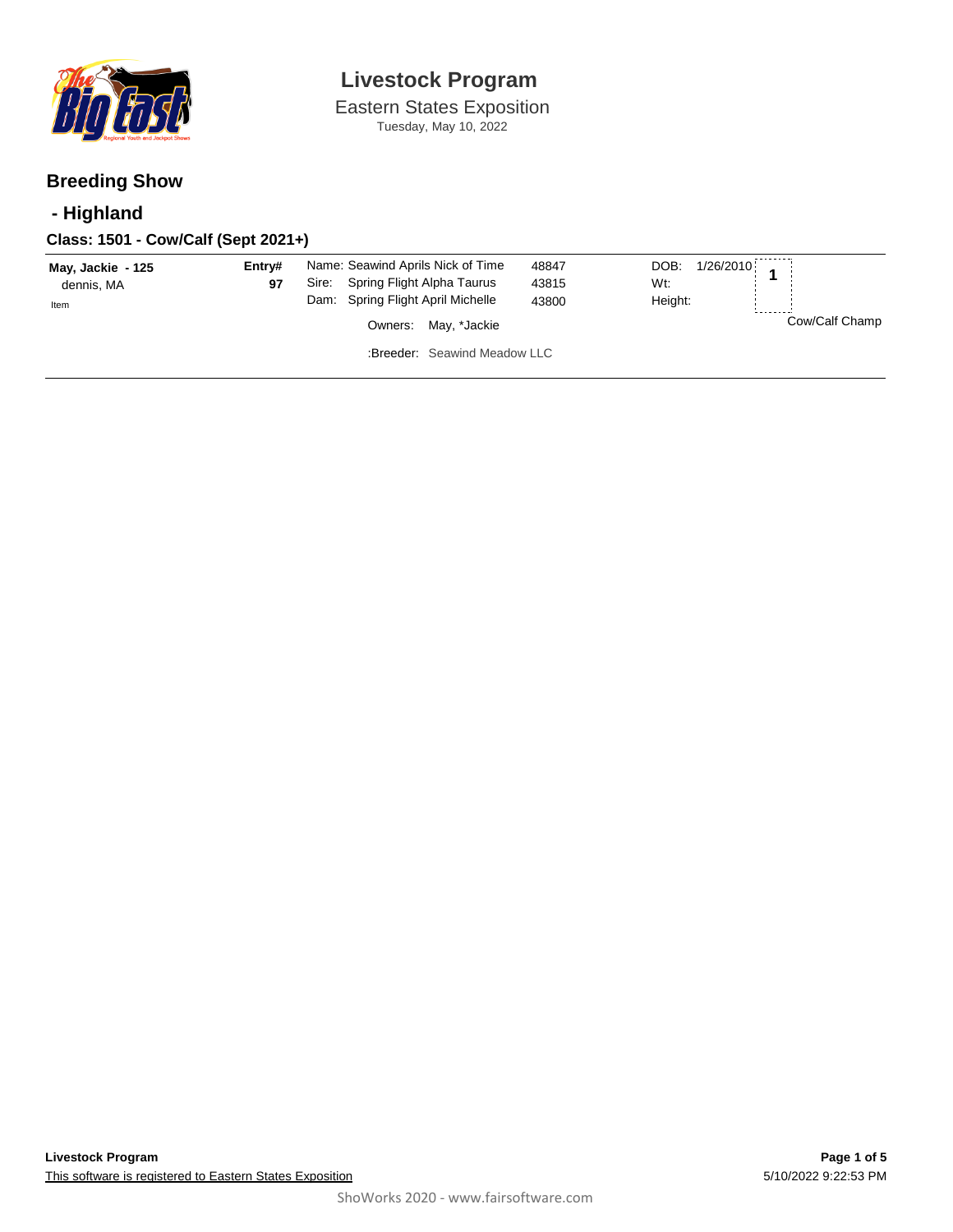# Livestock Program

Eastern States Exposition
Tuesday, May 10, 2022

## Breeding Show

## - Highland

### Class: 1501 - Cow/Calf (Sept 2021+)

| Exhibitor | Entry# | Animal | Reg # | Details | Place |
|---|---|---|---|---|---|
| **May, Jackie - 125**<br>dennis, MA<br>Item | **97** | Name: Seawind Aprils Nick of Time<br>Sire: Spring Flight Alpha Taurus<br>Dam: Spring Flight April Michelle<br>Owners: May, *Jackie<br>:Breeder: Seawind Meadow LLC | 48847<br>43815<br>43800 | DOB: 1/26/2010<br>Wt:<br>Height: | **1**<br>Cow/Calf Champ |

**Livestock Program**
This software is registered to Eastern States Exposition

5/10/2022 9:22:53 PM

ShoWorks 2020 - www.fairsoftware.com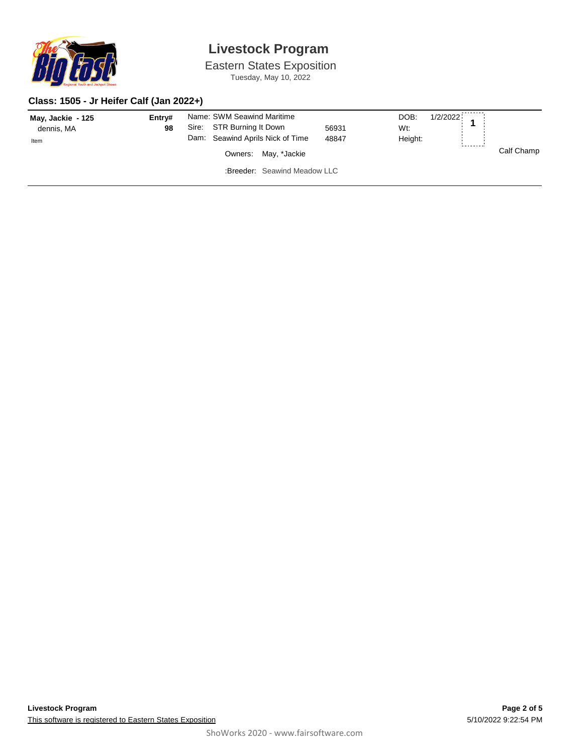# Livestock Program

Eastern States Exposition

Tuesday, May 10, 2022

### Class: 1505 - Jr Heifer Calf (Jan 2022+)

| Exhibitor | Entry# | Animal | Reg # | | | Place | Award |
|---|---|---|---|---|---|---|---|
| **May, Jackie - 125**<br>dennis, MA<br>Item | **98** | Name: SWM Seawind Maritime<br>Sire: STR Burning It Down<br>Dam: Seawind Aprils Nick of Time<br>Owners: May, *Jackie<br>:Breeder: Seawind Meadow LLC | <br>56931<br>48847 | DOB:<br>Wt:<br>Height: | 1/2/2022 | **1** | Calf Champ |

**Livestock Program**

This software is registered to Eastern States Exposition

5/10/2022 9:22:54 PM

ShoWorks 2020 - www.fairsoftware.com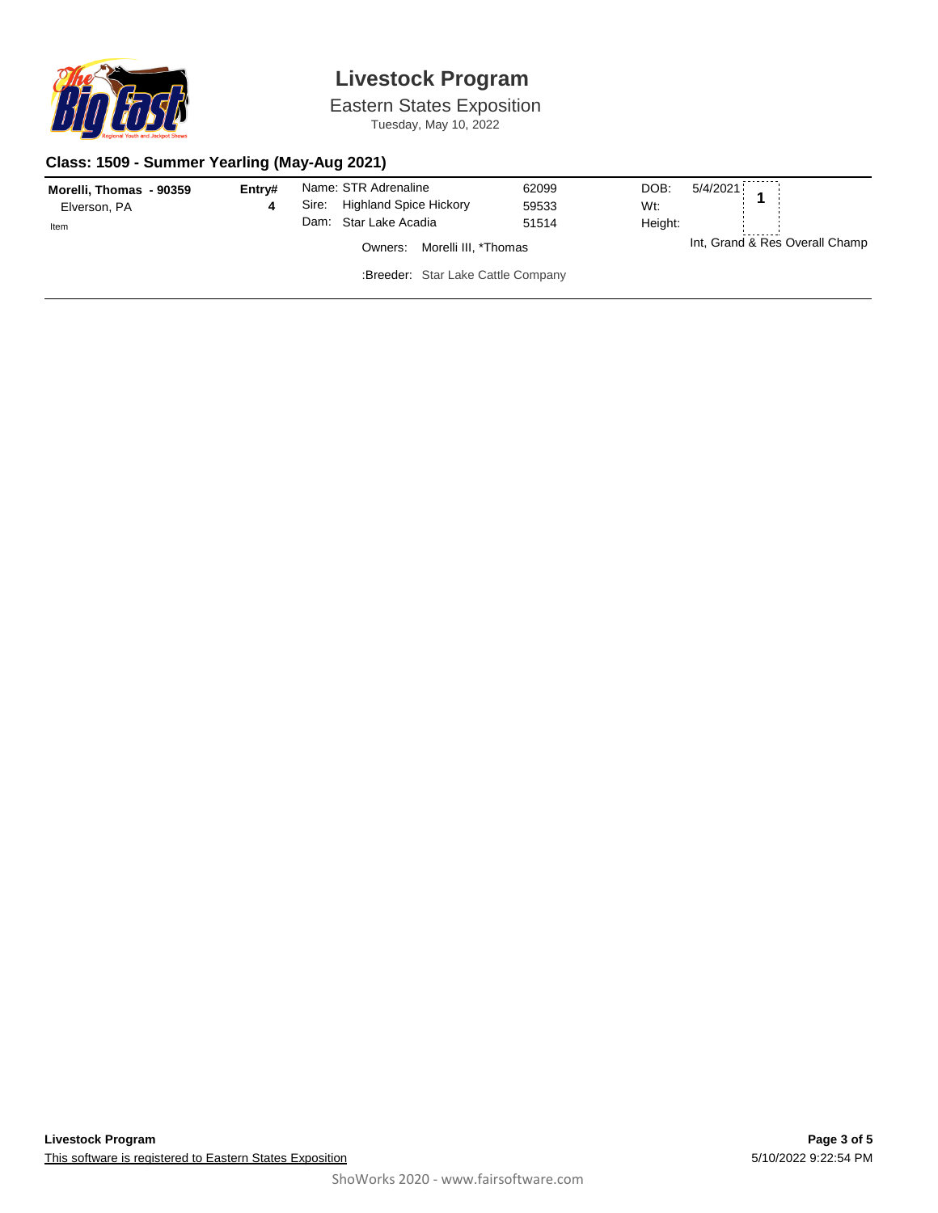# Livestock Program

Eastern States Exposition

Tuesday, May 10, 2022

## Class: 1509 - Summer Yearling (May-Aug 2021)

| Exhibitor | Entry# | Animal | Reg # | | | Place |
|---|---|---|---|---|---|---|
| **Morelli, Thomas - 90359** | **4** | Name: STR Adrenaline | 62099 | DOB: | 5/4/2021 | **1** |
| Elverson, PA | | Sire: Highland Spice Hickory | 59533 | Wt: | | |
| Item | | Dam: Star Lake Acadia | 51514 | Height: | | |
| | | Owners: Morelli III, *Thomas | | | | Int, Grand & Res Overall Champ |
| | | :Breeder: Star Lake Cattle Company | | | | |

This software is registered to Eastern States Exposition

5/10/2022 9:22:54 PM

ShoWorks 2020 - www.fairsoftware.com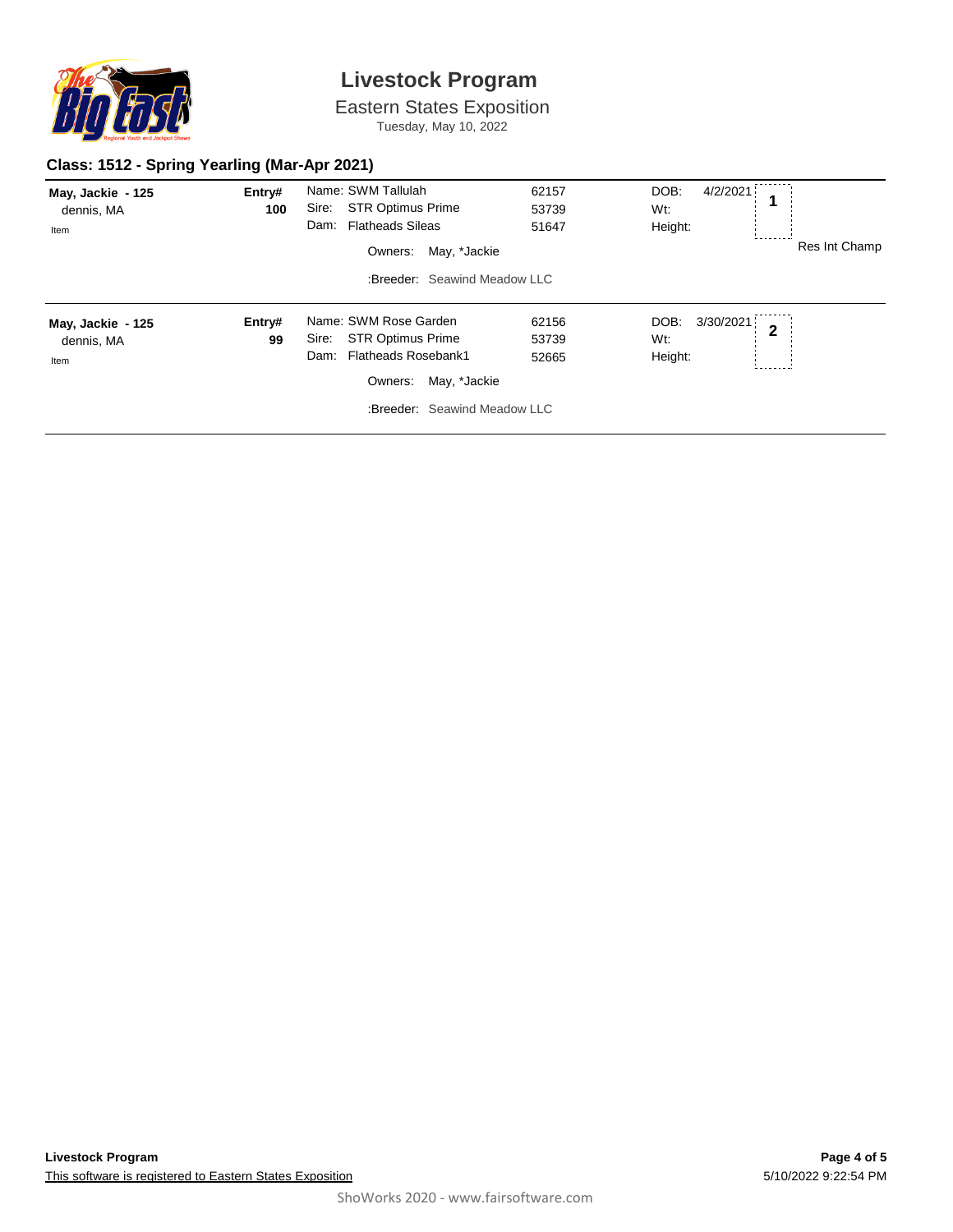# Livestock Program

Eastern States Exposition

Tuesday, May 10, 2022

## Class: 1512 - Spring Yearling (Mar-Apr 2021)

| Exhibitor | Entry# | Animal | Reg # | Details | Place | Award |
|---|---|---|---|---|---|---|
| **May, Jackie - 125**<br>dennis, MA<br>Item | **100** | Name: SWM Tallulah<br>Sire: STR Optimus Prime<br>Dam: Flatheads Sileas<br>Owners: May, *Jackie<br>:Breeder: Seawind Meadow LLC | 62157<br>53739<br>51647 | DOB: 4/2/2021<br>Wt:<br>Height: | 1 | Res Int Champ |
| **May, Jackie - 125**<br>dennis, MA<br>Item | **99** | Name: SWM Rose Garden<br>Sire: STR Optimus Prime<br>Dam: Flatheads Rosebank1<br>Owners: May, *Jackie<br>:Breeder: Seawind Meadow LLC | 62156<br>53739<br>52665 | DOB: 3/30/2021<br>Wt:<br>Height: | 2 | |

**Livestock Program**

This software is registered to Eastern States Exposition

5/10/2022 9:22:54 PM

ShoWorks 2020 - www.fairsoftware.com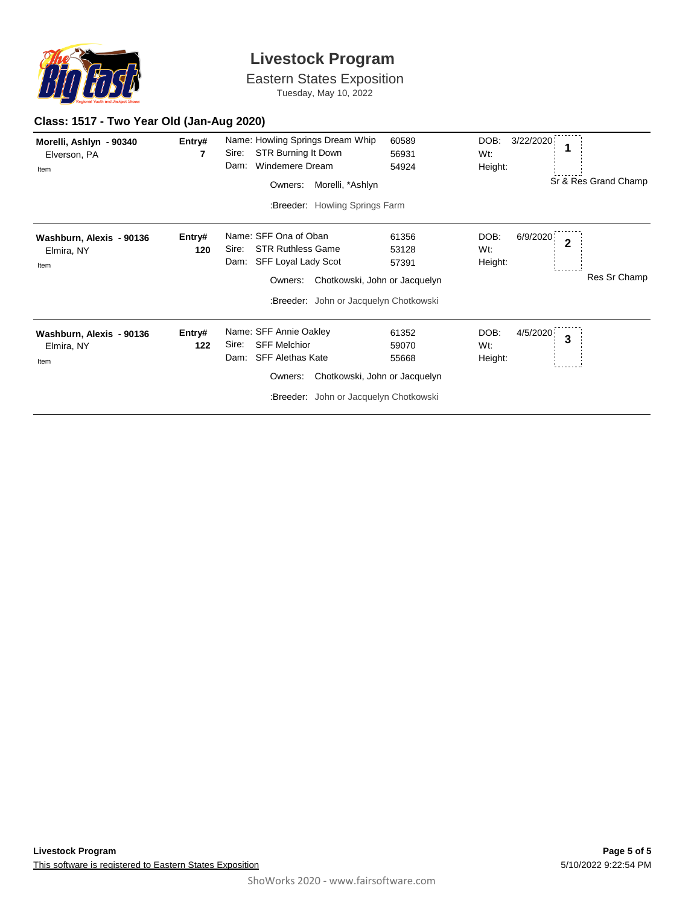# Livestock Program

## Eastern States Exposition

Tuesday, May 10, 2022

### Class: 1517 - Two Year Old (Jan-Aug 2020)

| Exhibitor | Entry# | Animal | Reg # | DOB / Wt / Height | Place |
|---|---|---|---|---|---|
| **Morelli, Ashlyn - 90340**<br>Elverson, PA<br>Item | **7** | Name: Howling Springs Dream Whip<br>Sire: STR Burning It Down<br>Dam: Windemere Dream<br>Owners: Morelli, *Ashlyn<br>:Breeder: Howling Springs Farm | 60589<br>56931<br>54924 | DOB: 3/22/2020<br>Wt:<br>Height: | **1**<br>Sr & Res Grand Champ |
| **Washburn, Alexis - 90136**<br>Elmira, NY<br>Item | **120** | Name: SFF Ona of Oban<br>Sire: STR Ruthless Game<br>Dam: SFF Loyal Lady Scot<br>Owners: Chotkowski, John or Jacquelyn<br>:Breeder: John or Jacquelyn Chotkowski | 61356<br>53128<br>57391 | DOB: 6/9/2020<br>Wt:<br>Height: | **2**<br>Res Sr Champ |
| **Washburn, Alexis - 90136**<br>Elmira, NY<br>Item | **122** | Name: SFF Annie Oakley<br>Sire: SFF Melchior<br>Dam: SFF Alethas Kate<br>Owners: Chotkowski, John or Jacquelyn<br>:Breeder: John or Jacquelyn Chotkowski | 61352<br>59070<br>55668 | DOB: 4/5/2020<br>Wt:<br>Height: | **3** |

**Livestock Program**

This software is registered to Eastern States Exposition

5/10/2022 9:22:54 PM

ShoWorks 2020 - www.fairsoftware.com